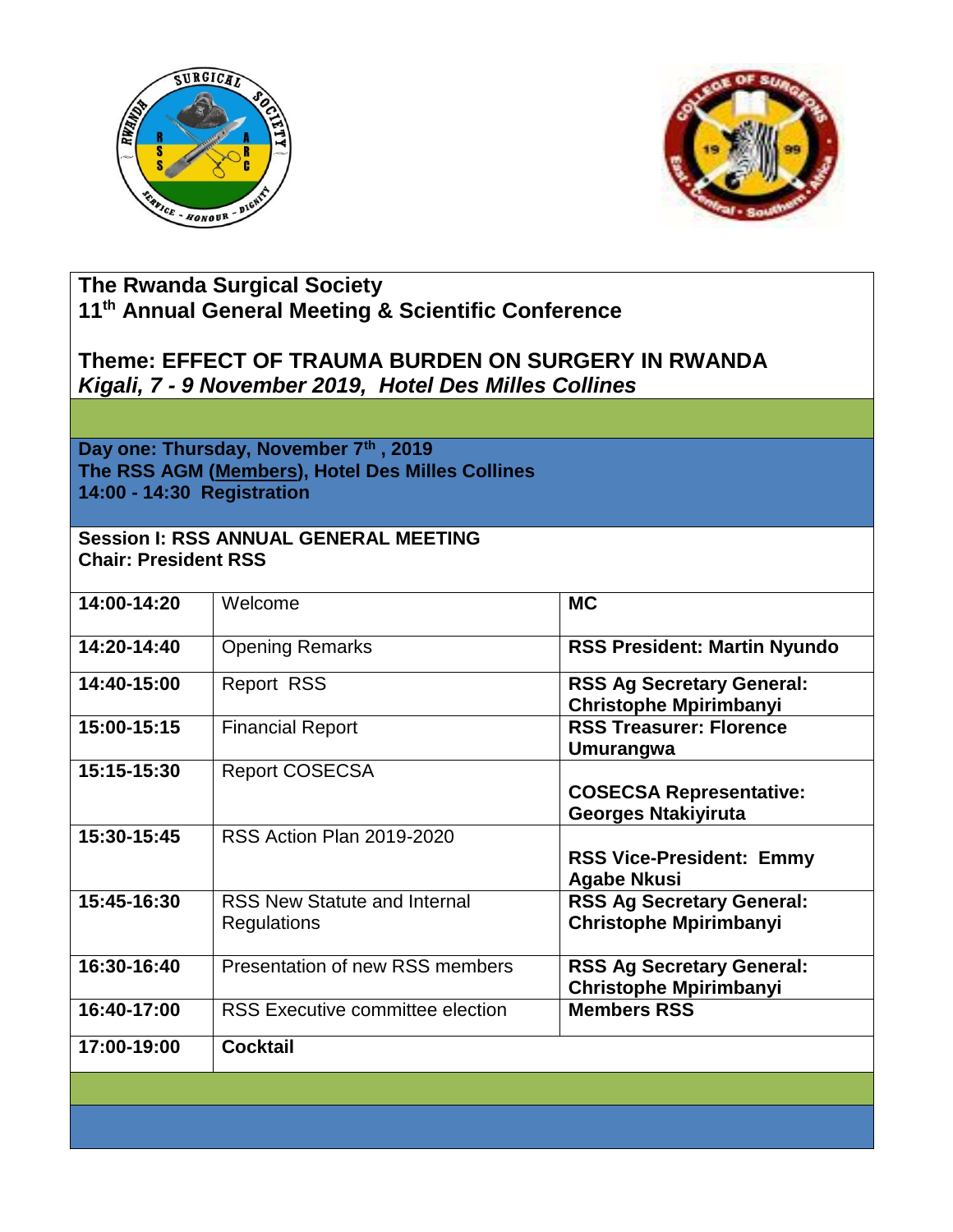# The Rwanda Surgical Society
## 11th Annual General Meeting & Scientific Conference

## Theme: EFFECT OF TRAUMA BURDEN ON SURGERY IN RWANDA
***Kigali, 7 - 9 November 2019, Hotel Des Milles Collines***

**Day one: Thursday, November 7th , 2019**
**The RSS AGM (Members), Hotel Des Milles Collines**
**14:00 - 14:30 Registration**

**Session I: RSS ANNUAL GENERAL MEETING**
**Chair: President RSS**

| | | |
|---|---|---|
| **14:00-14:20** | Welcome | **MC** |
| **14:20-14:40** | Opening Remarks | **RSS President: Martin Nyundo** |
| **14:40-15:00** | Report RSS | **RSS Ag Secretary General: Christophe Mpirimbanyi** |
| **15:00-15:15** | Financial Report | **RSS Treasurer: Florence Umurangwa** |
| **15:15-15:30** | Report COSECSA | **COSECSA Representative: Georges Ntakiyiruta** |
| **15:30-15:45** | RSS Action Plan 2019-2020 | **RSS Vice-President: Emmy Agabe Nkusi** |
| **15:45-16:30** | RSS New Statute and Internal Regulations | **RSS Ag Secretary General: Christophe Mpirimbanyi** |
| **16:30-16:40** | Presentation of new RSS members | **RSS Ag Secretary General: Christophe Mpirimbanyi** |
| **16:40-17:00** | RSS Executive committee election | **Members RSS** |
| **17:00-19:00** | **Cocktail** | |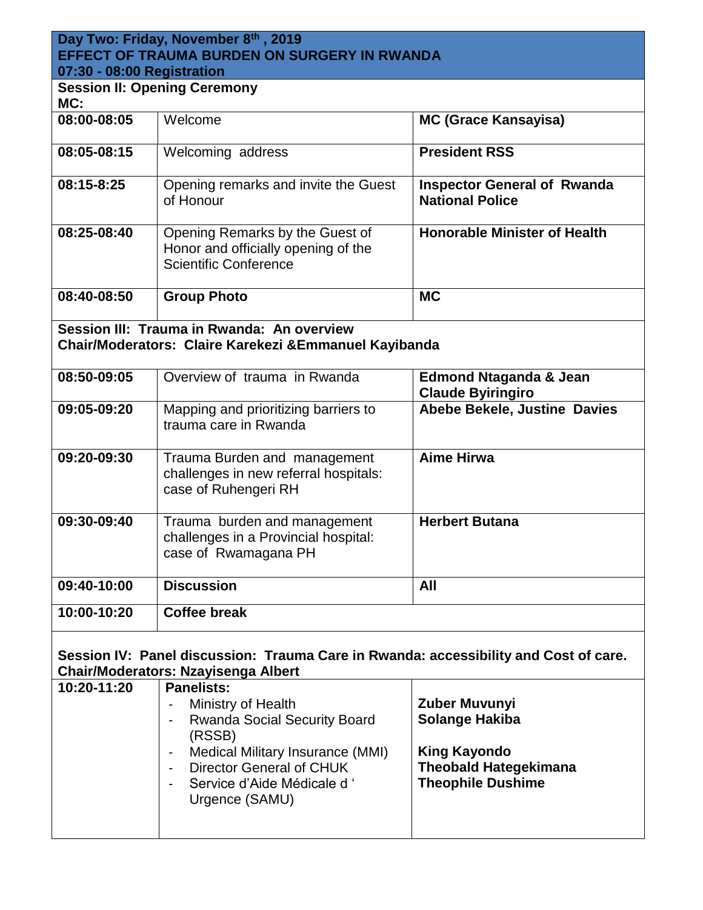**Day Two: Friday, November 8th, 2019**
**EFFECT OF TRAUMA BURDEN ON SURGERY IN RWANDA**
**07:30 - 08:00 Registration**

**Session II: Opening Ceremony**
**MC:**

| Time | Activity | Responsible |
|---|---|---|
| **08:00-08:05** | Welcome | **MC (Grace Kansayisa)** |
| **08:05-08:15** | Welcoming address | **President RSS** |
| **08:15-8:25** | Opening remarks and invite the Guest of Honour | **Inspector General of Rwanda National Police** |
| **08:25-08:40** | Opening Remarks by the Guest of Honor and officially opening of the Scientific Conference | **Honorable Minister of Health** |
| **08:40-08:50** | **Group Photo** | **MC** |

**Session III: Trauma in Rwanda: An overview**
**Chair/Moderators: Claire Karekezi &Emmanuel Kayibanda**

| Time | Activity | Responsible |
|---|---|---|
| **08:50-09:05** | Overview of trauma in Rwanda | **Edmond Ntaganda & Jean Claude Byiringiro** |
| **09:05-09:20** | Mapping and prioritizing barriers to trauma care in Rwanda | **Abebe Bekele, Justine Davies** |
| **09:20-09:30** | Trauma Burden and management challenges in new referral hospitals: case of Ruhengeri RH | **Aime Hirwa** |
| **09:30-09:40** | Trauma burden and management challenges in a Provincial hospital: case of Rwamagana PH | **Herbert Butana** |
| **09:40-10:00** | **Discussion** | **All** |
| **10:00-10:20** | **Coffee break** | |

**Session IV: Panel discussion: Trauma Care in Rwanda: accessibility and Cost of care.**
**Chair/Moderators: Nzayisenga Albert**

| Time | Activity | Responsible |
|---|---|---|
| **10:20-11:20** | **Panelists:**<br>- Ministry of Health<br>- Rwanda Social Security Board (RSSB)<br>- Medical Military Insurance (MMI)<br>- Director General of CHUK<br>- Service d'Aide Médicale d ' Urgence (SAMU) | **Zuber Muvunyi**<br>**Solange Hakiba**<br><br>**King Kayondo**<br>**Theobald Hategekimana**<br>**Theophile Dushime** |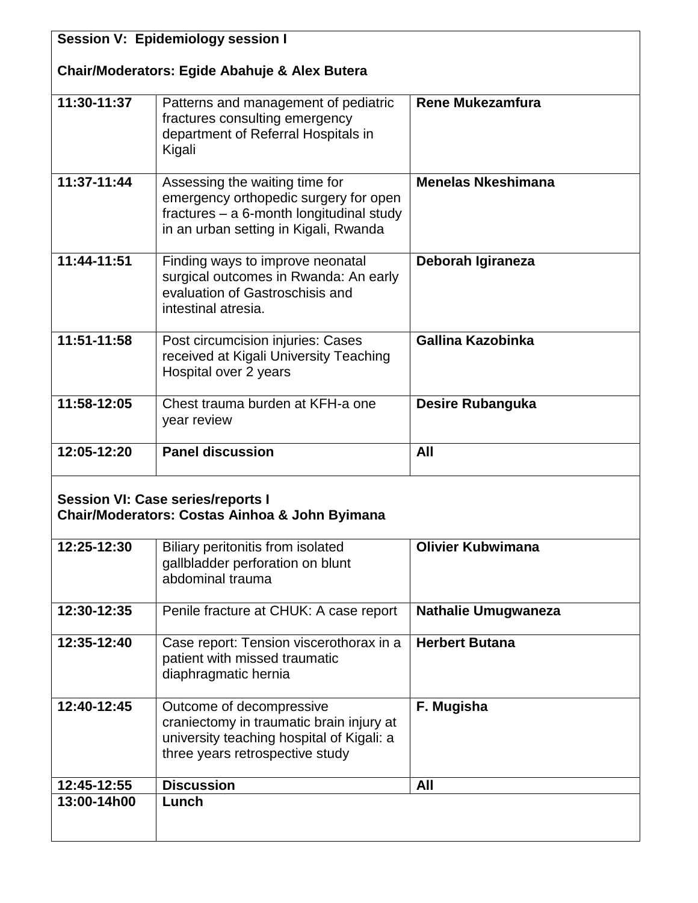| **Session V: Epidemiology session I**<br><br>**Chair/Moderators: Egide Abahuje & Alex Butera** | | |
|---|---|---|
| **11:30-11:37** | Patterns and management of pediatric fractures consulting emergency department of Referral Hospitals in Kigali | **Rene Mukezamfura** |
| **11:37-11:44** | Assessing the waiting time for emergency orthopedic surgery for open fractures – a 6-month longitudinal study in an urban setting in Kigali, Rwanda | **Menelas Nkeshimana** |
| **11:44-11:51** | Finding ways to improve neonatal surgical outcomes in Rwanda: An early evaluation of Gastroschisis and intestinal atresia. | **Deborah Igiraneza** |
| **11:51-11:58** | Post circumcision injuries: Cases received at Kigali University Teaching Hospital over 2 years | **Gallina Kazobinka** |
| **11:58-12:05** | Chest trauma burden at KFH-a one year review | **Desire Rubanguka** |
| **12:05-12:20** | **Panel discussion** | **All** |
| **Session VI: Case series/reports I**<br>**Chair/Moderators: Costas Ainhoa & John Byimana** | | |
| **12:25-12:30** | Biliary peritonitis from isolated gallbladder perforation on blunt abdominal trauma | **Olivier Kubwimana** |
| **12:30-12:35** | Penile fracture at CHUK: A case report | **Nathalie Umugwaneza** |
| **12:35-12:40** | Case report: Tension viscerothorax in a patient with missed traumatic diaphragmatic hernia | **Herbert Butana** |
| **12:40-12:45** | Outcome of decompressive craniectomy in traumatic brain injury at university teaching hospital of Kigali: a three years retrospective study | **F. Mugisha** |
| **12:45-12:55** | **Discussion** | **All** |
| **13:00-14h00** | **Lunch** | |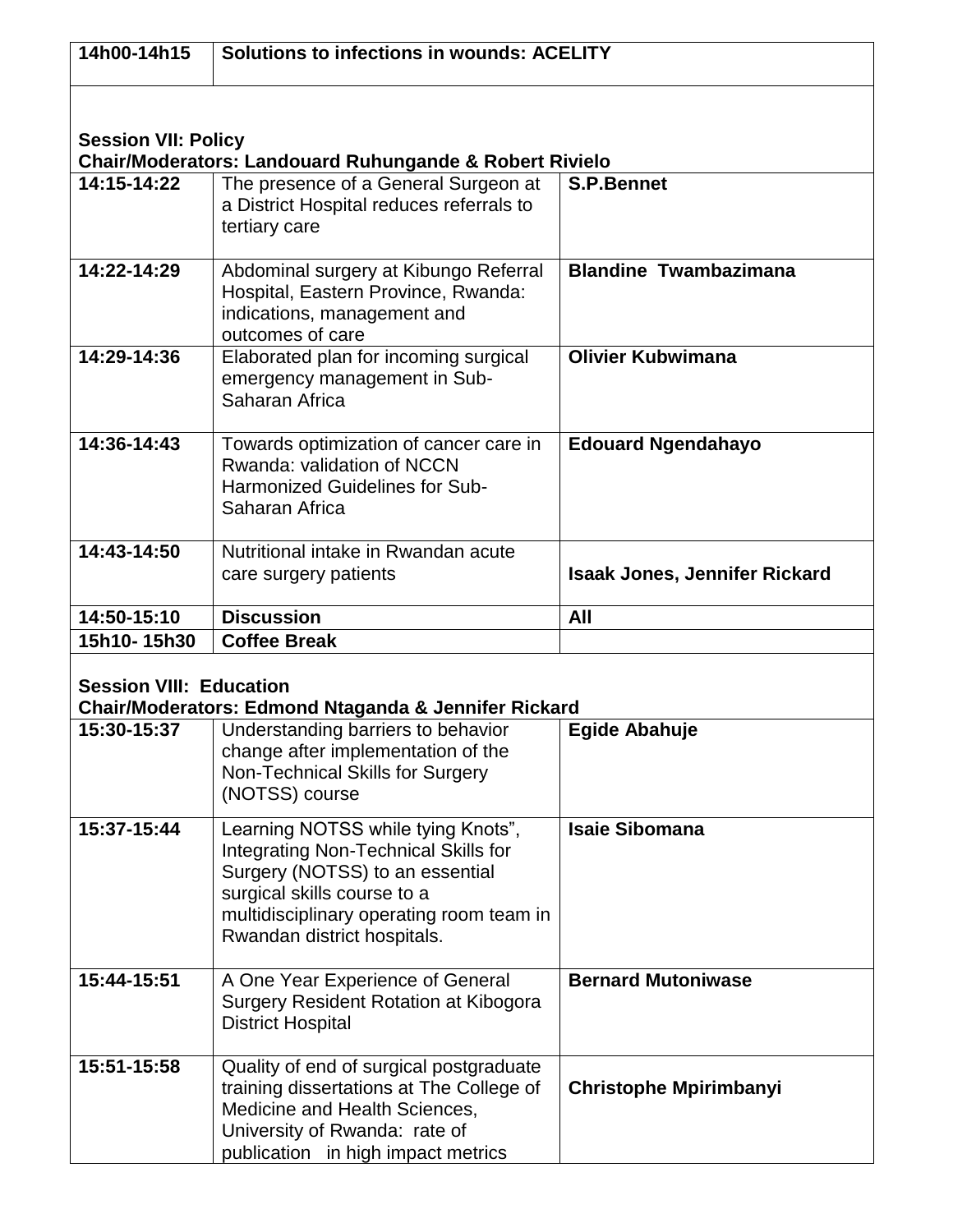| 14h00-14h15 | **Solutions to infections in wounds: ACELITY** |
|---|---|

**Session VII: Policy**
**Chair/Moderators: Landouard Ruhungande & Robert Rivielo**

| Time | Title | Presenter |
|---|---|---|
| **14:15-14:22** | The presence of a General Surgeon at a District Hospital reduces referrals to tertiary care | **S.P.Bennet** |
| **14:22-14:29** | Abdominal surgery at Kibungo Referral Hospital, Eastern Province, Rwanda: indications, management and outcomes of care | **Blandine Twambazimana** |
| **14:29-14:36** | Elaborated plan for incoming surgical emergency management in Sub-Saharan Africa | **Olivier Kubwimana** |
| **14:36-14:43** | Towards optimization of cancer care in Rwanda: validation of NCCN Harmonized Guidelines for Sub-Saharan Africa | **Edouard Ngendahayo** |
| **14:43-14:50** | Nutritional intake in Rwandan acute care surgery patients | **Isaak Jones, Jennifer Rickard** |
| **14:50-15:10** | **Discussion** | **All** |
| **15h10- 15h30** | **Coffee Break** | |

**Session VIII: Education**
**Chair/Moderators: Edmond Ntaganda & Jennifer Rickard**

| Time | Title | Presenter |
|---|---|---|
| **15:30-15:37** | Understanding barriers to behavior change after implementation of the Non-Technical Skills for Surgery (NOTSS) course | **Egide Abahuje** |
| **15:37-15:44** | Learning NOTSS while tying Knots", Integrating Non-Technical Skills for Surgery (NOTSS) to an essential surgical skills course to a multidisciplinary operating room team in Rwandan district hospitals. | **Isaie Sibomana** |
| **15:44-15:51** | A One Year Experience of General Surgery Resident Rotation at Kibogora District Hospital | **Bernard Mutoniwase** |
| **15:51-15:58** | Quality of end of surgical postgraduate training dissertations at The College of Medicine and Health Sciences, University of Rwanda: rate of publication in high impact metrics | **Christophe Mpirimbanyi** |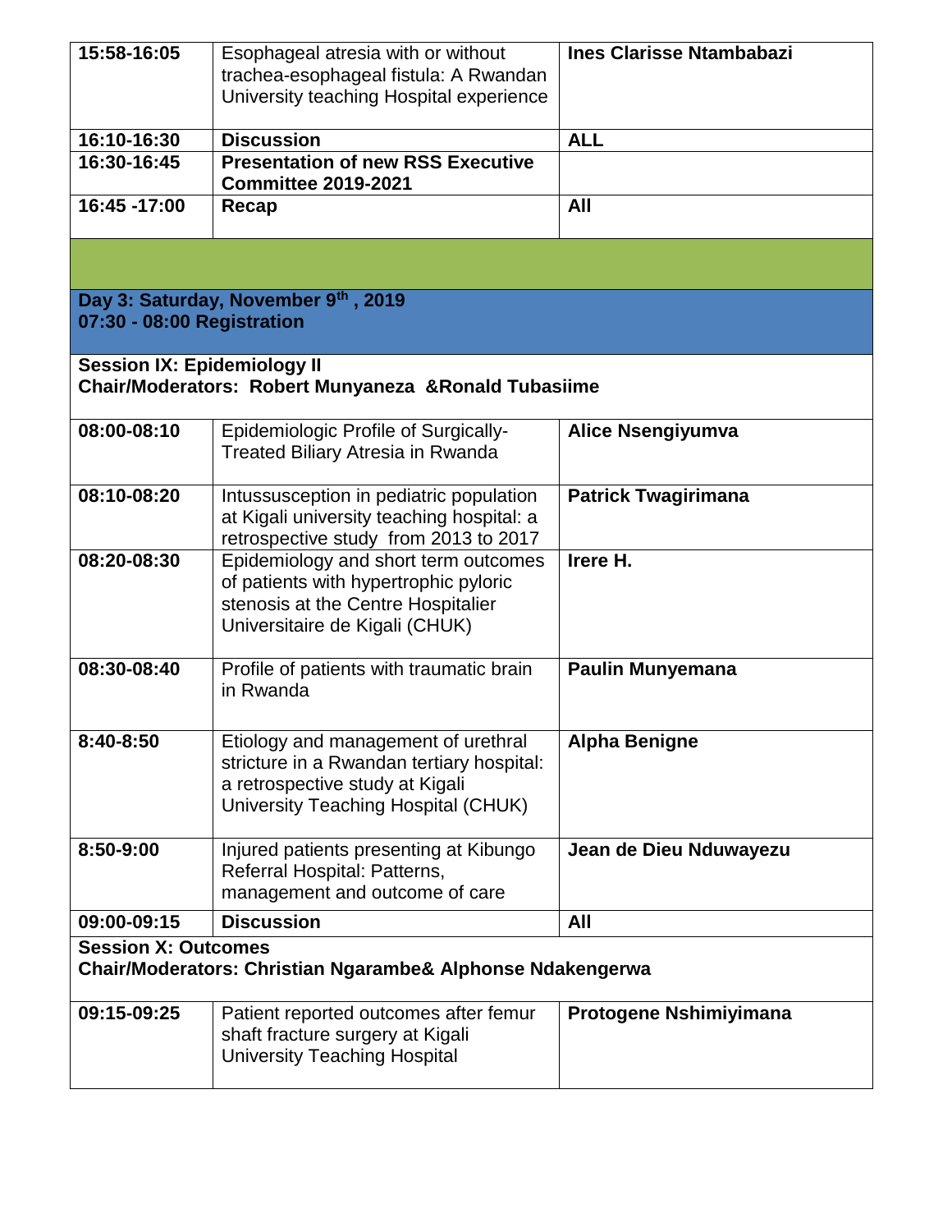| | | |
|---|---|---|
| 15:58-16:05 | Esophageal atresia with or without trachea-esophageal fistula: A Rwandan University teaching Hospital experience | **Ines Clarisse Ntambabazi** |
| **16:10-16:30** | **Discussion** | **ALL** |
| **16:30-16:45** | **Presentation of new RSS Executive Committee 2019-2021** | |
| **16:45 -17:00** | **Recap** | **All** |

**Day 3: Saturday, November 9th , 2019**
**07:30 - 08:00 Registration**

**Session IX: Epidemiology II**
**Chair/Moderators: Robert Munyaneza &Ronald Tubasiime**

| | | |
|---|---|---|
| **08:00-08:10** | Epidemiologic Profile of Surgically-Treated Biliary Atresia in Rwanda | **Alice Nsengiyumva** |
| **08:10-08:20** | Intussusception in pediatric population at Kigali university teaching hospital: a retrospective study from 2013 to 2017 | **Patrick Twagirimana** |
| **08:20-08:30** | Epidemiology and short term outcomes of patients with hypertrophic pyloric stenosis at the Centre Hospitalier Universitaire de Kigali (CHUK) | **Irere H.** |
| **08:30-08:40** | Profile of patients with traumatic brain in Rwanda | **Paulin Munyemana** |
| **8:40-8:50** | Etiology and management of urethral stricture in a Rwandan tertiary hospital: a retrospective study at Kigali University Teaching Hospital (CHUK) | **Alpha Benigne** |
| **8:50-9:00** | Injured patients presenting at Kibungo Referral Hospital: Patterns, management and outcome of care | **Jean de Dieu Nduwayezu** |
| **09:00-09:15** | **Discussion** | **All** |

**Session X: Outcomes**
**Chair/Moderators: Christian Ngarambe& Alphonse Ndakengerwa**

| | | |
|---|---|---|
| **09:15-09:25** | Patient reported outcomes after femur shaft fracture surgery at Kigali University Teaching Hospital | **Protogene Nshimiyimana** |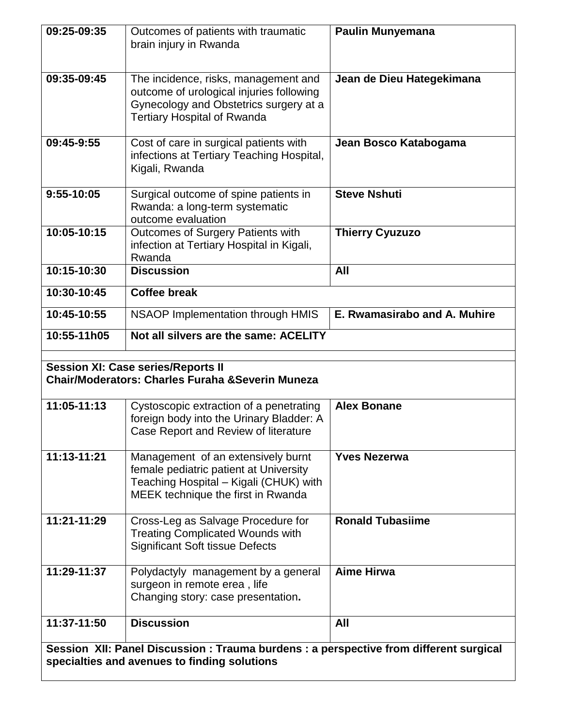| | | |
|---|---|---|
| **09:25-09:35** | Outcomes of patients with traumatic brain injury in Rwanda | **Paulin Munyemana** |
| **09:35-09:45** | The incidence, risks, management and outcome of urological injuries following Gynecology and Obstetrics surgery at a Tertiary Hospital of Rwanda | **Jean de Dieu Hategekimana** |
| **09:45-9:55** | Cost of care in surgical patients with infections at Tertiary Teaching Hospital, Kigali, Rwanda | **Jean Bosco Katabogama** |
| **9:55-10:05** | Surgical outcome of spine patients in Rwanda: a long-term systematic outcome evaluation | **Steve Nshuti** |
| **10:05-10:15** | Outcomes of Surgery Patients with infection at Tertiary Hospital in Kigali, Rwanda | **Thierry Cyuzuzo** |
| **10:15-10:30** | **Discussion** | **All** |
| **10:30-10:45** | **Coffee break** | |
| **10:45-10:55** | NSAOP Implementation through HMIS | **E. Rwamasirabo and A. Muhire** |
| **10:55-11h05** | **Not all silvers are the same: ACELITY** | |
| | | |
| **Session XI: Case series/Reports II**<br>**Chair/Moderators: Charles Furaha &Severin Muneza** | | |
| **11:05-11:13** | Cystoscopic extraction of a penetrating foreign body into the Urinary Bladder: A Case Report and Review of literature | **Alex Bonane** |
| **11:13-11:21** | Management of an extensively burnt female pediatric patient at University Teaching Hospital – Kigali (CHUK) with MEEK technique the first in Rwanda | **Yves Nezerwa** |
| **11:21-11:29** | Cross-Leg as Salvage Procedure for Treating Complicated Wounds with Significant Soft tissue Defects | **Ronald Tubasiime** |
| **11:29-11:37** | Polydactyly management by a general surgeon in remote erea , life Changing story: case presentation**.** | **Aime Hirwa** |
| **11:37-11:50** | **Discussion** | **All** |
| **Session XII: Panel Discussion : Trauma burdens : a perspective from different surgical specialties and avenues to finding solutions** | | |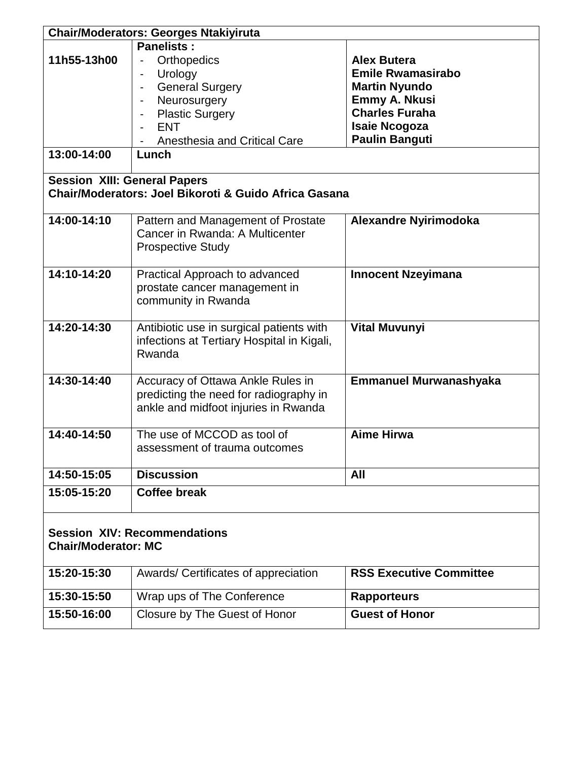| | | |
|---|---|---|
| **Chair/Moderators: Georges Ntakiyiruta** | | |
| **11h55-13h00** | **Panelists :**<br>- Orthopedics<br>- Urology<br>- General Surgery<br>- Neurosurgery<br>- Plastic Surgery<br>- ENT<br>- Anesthesia and Critical Care | **Alex Butera**<br>**Emile Rwamasirabo**<br>**Martin Nyundo**<br>**Emmy A. Nkusi**<br>**Charles Furaha**<br>**Isaie Ncogoza**<br>**Paulin Banguti** |
| **13:00-14:00** | **Lunch** | |
| **Session XIII: General Papers**<br>**Chair/Moderators: Joel Bikoroti & Guido Africa Gasana** | | |
| **14:00-14:10** | Pattern and Management of Prostate Cancer in Rwanda: A Multicenter Prospective Study | **Alexandre Nyirimodoka** |
| **14:10-14:20** | Practical Approach to advanced prostate cancer management in community in Rwanda | **Innocent Nzeyimana** |
| **14:20-14:30** | Antibiotic use in surgical patients with infections at Tertiary Hospital in Kigali, Rwanda | **Vital Muvunyi** |
| **14:30-14:40** | Accuracy of Ottawa Ankle Rules in predicting the need for radiography in ankle and midfoot injuries in Rwanda | **Emmanuel Murwanashyaka** |
| **14:40-14:50** | The use of MCCOD as tool of assessment of trauma outcomes | **Aime Hirwa** |
| **14:50-15:05** | **Discussion** | **All** |
| **15:05-15:20** | **Coffee break** | |
| **Session XIV: Recommendations**<br>**Chair/Moderator: MC** | | |
| **15:20-15:30** | Awards/ Certificates of appreciation | **RSS Executive Committee** |
| **15:30-15:50** | Wrap ups of The Conference | **Rapporteurs** |
| **15:50-16:00** | Closure by The Guest of Honor | **Guest of Honor** |